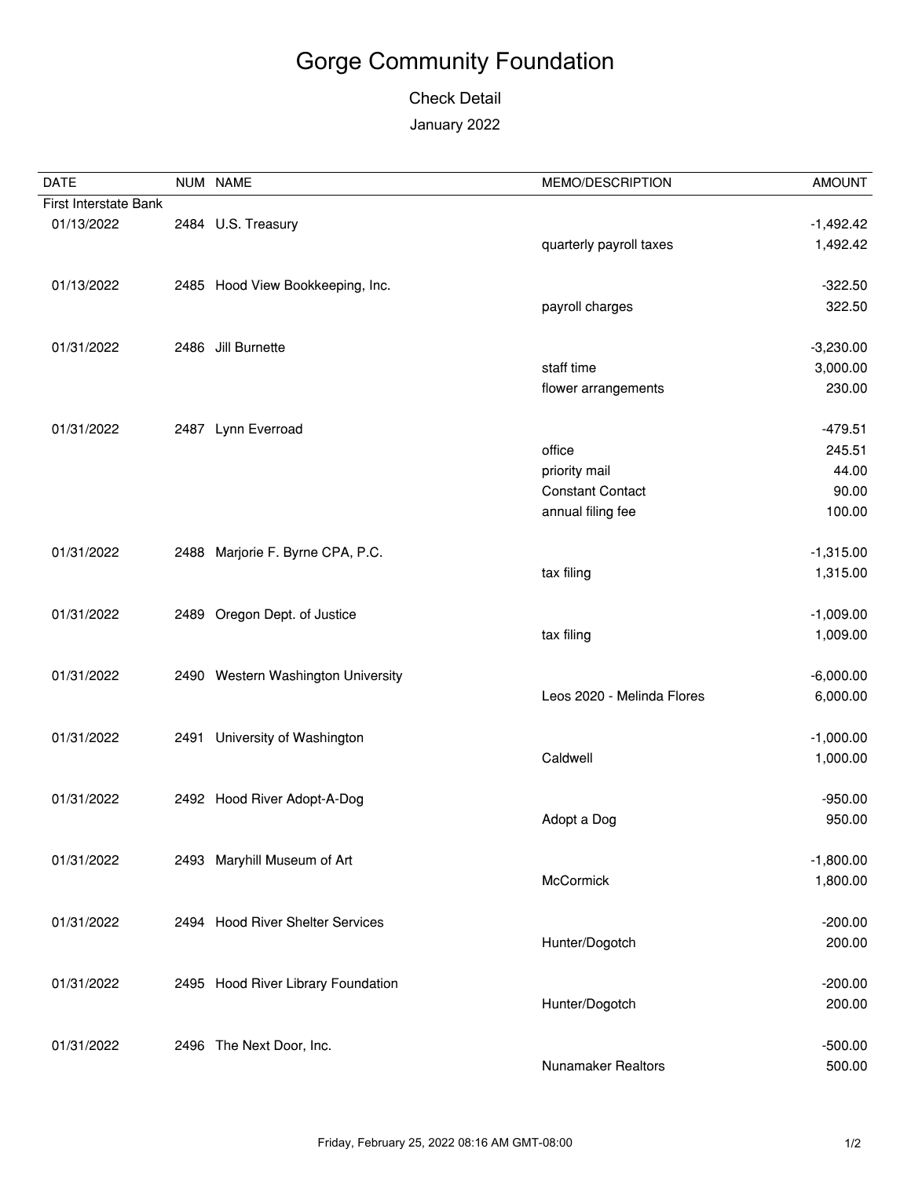# Gorge Community Foundation

## Check Detail

## January 2022

| DATE | NUM | NAME | MEMO/DESCRIPTION | AMOUNT |
|---|---|---|---|---|
| First Interstate Bank | | | | |
| 01/13/2022 | 2484 | U.S. Treasury | | -1,492.42 |
| | | | quarterly payroll taxes | 1,492.42 |
| 01/13/2022 | 2485 | Hood View Bookkeeping, Inc. | | -322.50 |
| | | | payroll charges | 322.50 |
| 01/31/2022 | 2486 | Jill Burnette | | -3,230.00 |
| | | | staff time | 3,000.00 |
| | | | flower arrangements | 230.00 |
| 01/31/2022 | 2487 | Lynn Everroad | | -479.51 |
| | | | office | 245.51 |
| | | | priority mail | 44.00 |
| | | | Constant Contact | 90.00 |
| | | | annual filing fee | 100.00 |
| 01/31/2022 | 2488 | Marjorie F. Byrne CPA, P.C. | | -1,315.00 |
| | | | tax filing | 1,315.00 |
| 01/31/2022 | 2489 | Oregon Dept. of Justice | | -1,009.00 |
| | | | tax filing | 1,009.00 |
| 01/31/2022 | 2490 | Western Washington University | | -6,000.00 |
| | | | Leos 2020 - Melinda Flores | 6,000.00 |
| 01/31/2022 | 2491 | University of Washington | | -1,000.00 |
| | | | Caldwell | 1,000.00 |
| 01/31/2022 | 2492 | Hood River Adopt-A-Dog | | -950.00 |
| | | | Adopt a Dog | 950.00 |
| 01/31/2022 | 2493 | Maryhill Museum of Art | | -1,800.00 |
| | | | McCormick | 1,800.00 |
| 01/31/2022 | 2494 | Hood River Shelter Services | | -200.00 |
| | | | Hunter/Dogotch | 200.00 |
| 01/31/2022 | 2495 | Hood River Library Foundation | | -200.00 |
| | | | Hunter/Dogotch | 200.00 |
| 01/31/2022 | 2496 | The Next Door, Inc. | | -500.00 |
| | | | Nunamaker Realtors | 500.00 |

Friday, February 25, 2022 08:16 AM GMT-08:00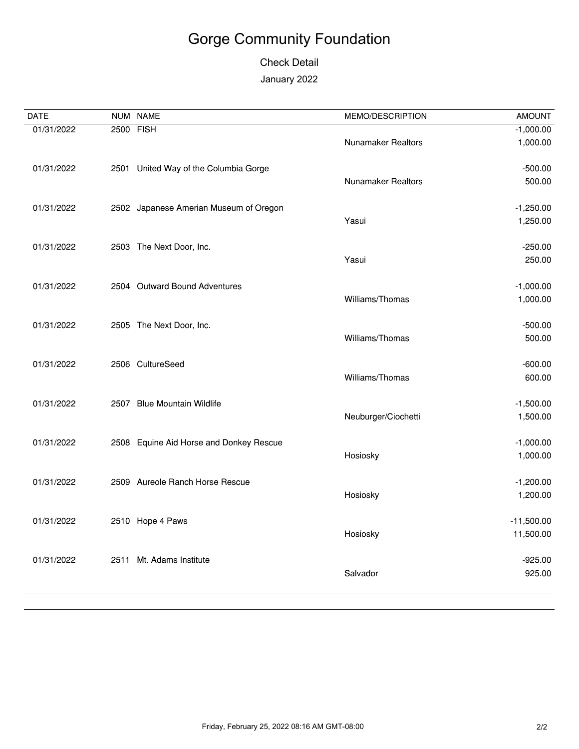# Gorge Community Foundation

Check Detail

January 2022

| DATE | NUM | NAME | MEMO/DESCRIPTION | AMOUNT |
|---|---|---|---|---|
| 01/31/2022 | 2500 | FISH | | -1,000.00 |
| | | | Nunamaker Realtors | 1,000.00 |
| 01/31/2022 | 2501 | United Way of the Columbia Gorge | | -500.00 |
| | | | Nunamaker Realtors | 500.00 |
| 01/31/2022 | 2502 | Japanese Amerian Museum of Oregon | | -1,250.00 |
| | | | Yasui | 1,250.00 |
| 01/31/2022 | 2503 | The Next Door, Inc. | | -250.00 |
| | | | Yasui | 250.00 |
| 01/31/2022 | 2504 | Outward Bound Adventures | | -1,000.00 |
| | | | Williams/Thomas | 1,000.00 |
| 01/31/2022 | 2505 | The Next Door, Inc. | | -500.00 |
| | | | Williams/Thomas | 500.00 |
| 01/31/2022 | 2506 | CultureSeed | | -600.00 |
| | | | Williams/Thomas | 600.00 |
| 01/31/2022 | 2507 | Blue Mountain Wildlife | | -1,500.00 |
| | | | Neuburger/Ciochetti | 1,500.00 |
| 01/31/2022 | 2508 | Equine Aid Horse and Donkey Rescue | | -1,000.00 |
| | | | Hosiosky | 1,000.00 |
| 01/31/2022 | 2509 | Aureole Ranch Horse Rescue | | -1,200.00 |
| | | | Hosiosky | 1,200.00 |
| 01/31/2022 | 2510 | Hope 4 Paws | | -11,500.00 |
| | | | Hosiosky | 11,500.00 |
| 01/31/2022 | 2511 | Mt. Adams Institute | | -925.00 |
| | | | Salvador | 925.00 |

Friday, February 25, 2022 08:16 AM GMT-08:00